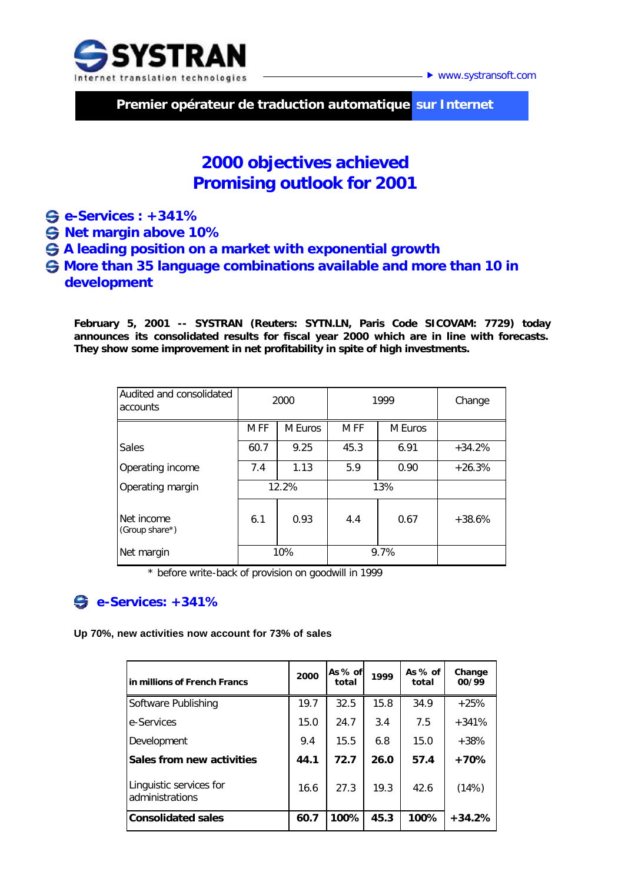SYSTRAN

Internet translation technologies

www.systransoft.com

**Premier opérateur de traduction automatique sur Internet**

# 2000 objectives achieved
# Promising outlook for 2001

- **e-Services : +341%**
- **Net margin above 10%**
- **A leading position on a market with exponential growth**
- **More than 35 language combinations available and more than 10 in development**

**February 5, 2001 -- SYSTRAN (Reuters: SYTN.LN, Paris Code SICOVAM: 7729) today announces its consolidated results for fiscal year 2000 which are in line with forecasts. They show some improvement in net profitability in spite of high investments.**

| Audited and consolidated accounts | 2000 | | 1999 | | Change |
|---|---|---|---|---|---|
| | M FF | M Euros | M FF | M Euros | |
| Sales | 60.7 | 9.25 | 45.3 | 6.91 | +34.2% |
| Operating income | 7.4 | 1.13 | 5.9 | 0.90 | +26.3% |
| Operating margin | 12.2% | | 13% | | |
| Net income (Group share*) | 6.1 | 0.93 | 4.4 | 0.67 | +38.6% |
| Net margin | 10% | | 9.7% | | |

\* before write-back of provision on goodwill in 1999

## e-Services: +341%

**Up 70%, new activities now account for 73% of sales**

| in millions of French Francs | 2000 | As % of total | 1999 | As % of total | Change 00/99 |
|---|---|---|---|---|---|
| Software Publishing | 19.7 | 32.5 | 15.8 | 34.9 | +25% |
| e-Services | 15.0 | 24.7 | 3.4 | 7.5 | +341% |
| Development | 9.4 | 15.5 | 6.8 | 15.0 | +38% |
| **Sales from new activities** | **44.1** | **72.7** | **26.0** | **57.4** | **+70%** |
| Linguistic services for administrations | 16.6 | 27.3 | 19.3 | 42.6 | (14%) |
| **Consolidated sales** | **60.7** | **100%** | **45.3** | **100%** | **+34.2%** |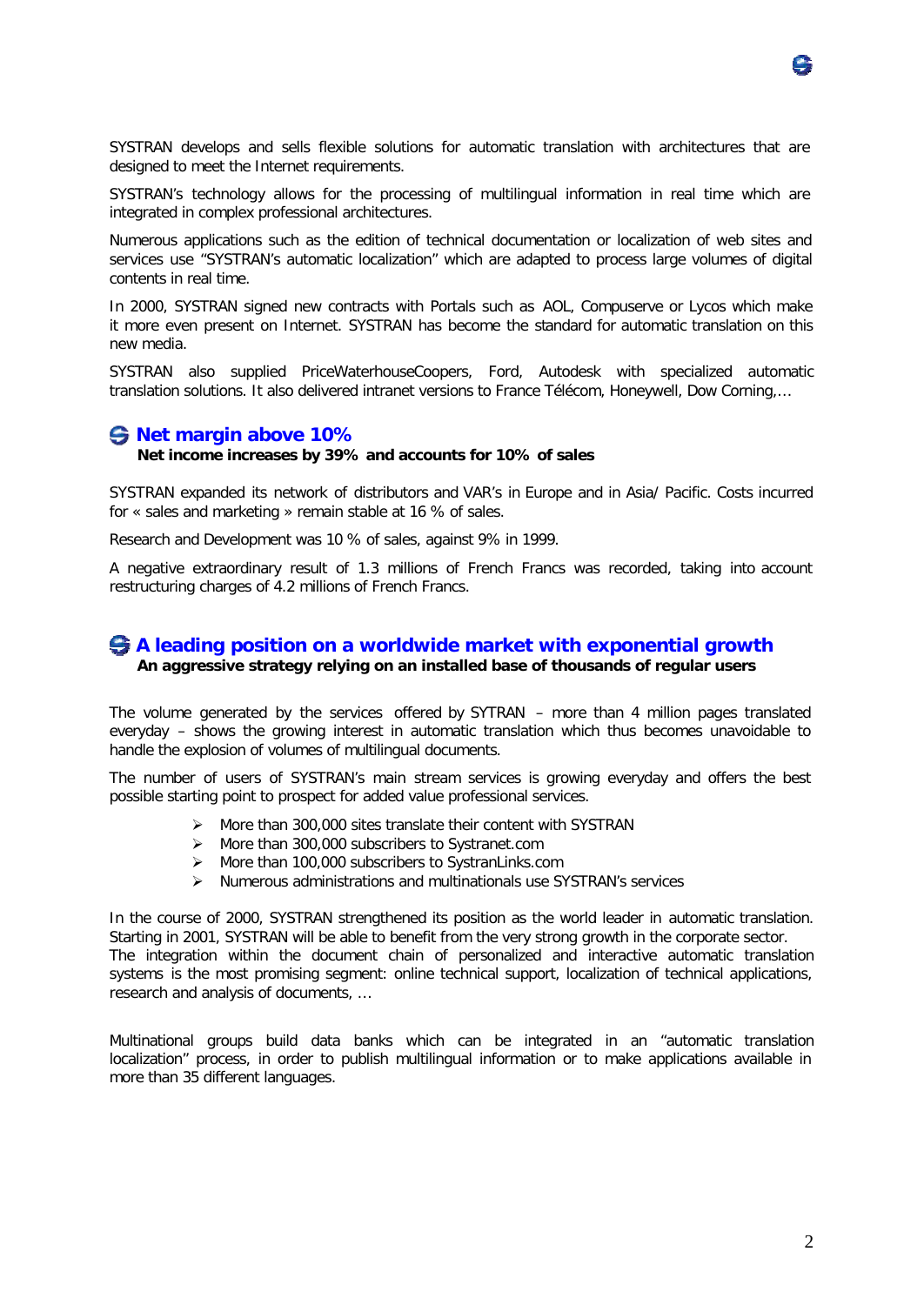SYSTRAN develops and sells flexible solutions for automatic translation with architectures that are designed to meet the Internet requirements.

SYSTRAN's technology allows for the processing of multilingual information in real time which are integrated in complex professional architectures.

Numerous applications such as the edition of technical documentation or localization of web sites and services use "SYSTRAN's automatic localization" which are adapted to process large volumes of digital contents in real time.

In 2000, SYSTRAN signed new contracts with Portals such as AOL, Compuserve or Lycos which make it more even present on Internet. SYSTRAN has become the standard for automatic translation on this new media.

SYSTRAN also supplied PriceWaterhouseCoopers, Ford, Autodesk with specialized automatic translation solutions. It also delivered intranet versions to France Télécom, Honeywell, Dow Corning,…

## Net margin above 10%

**Net income increases by 39% and accounts for 10% of sales**

SYSTRAN expanded its network of distributors and VAR's in Europe and in Asia/ Pacific. Costs incurred for « sales and marketing » remain stable at 16 % of sales.

Research and Development was 10 % of sales, against 9% in 1999.

A negative extraordinary result of 1.3 millions of French Francs was recorded, taking into account restructuring charges of 4.2 millions of French Francs.

## A leading position on a worldwide market with exponential growth

**An aggressive strategy relying on an installed base of thousands of regular users**

The volume generated by the services offered by SYTRAN – more than 4 million pages translated everyday – shows the growing interest in automatic translation which thus becomes unavoidable to handle the explosion of volumes of multilingual documents.

The number of users of SYSTRAN's main stream services is growing everyday and offers the best possible starting point to prospect for added value professional services.

- More than 300,000 sites translate their content with SYSTRAN
- More than 300,000 subscribers to Systranet.com
- More than 100,000 subscribers to SystranLinks.com
- Numerous administrations and multinationals use SYSTRAN's services

In the course of 2000, SYSTRAN strengthened its position as the world leader in automatic translation. Starting in 2001, SYSTRAN will be able to benefit from the very strong growth in the corporate sector. The integration within the document chain of personalized and interactive automatic translation systems is the most promising segment: online technical support, localization of technical applications, research and analysis of documents, …

Multinational groups build data banks which can be integrated in an "automatic translation localization" process, in order to publish multilingual information or to make applications available in more than 35 different languages.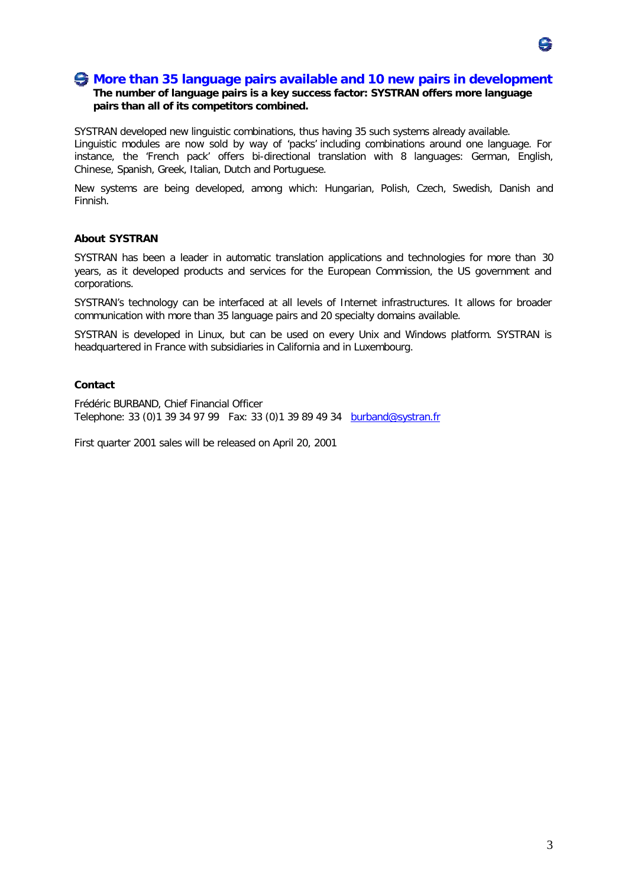## More than 35 language pairs available and 10 new pairs in development

**The number of language pairs is a key success factor: SYSTRAN offers more language pairs than all of its competitors combined.**

SYSTRAN developed new linguistic combinations, thus having 35 such systems already available. Linguistic modules are now sold by way of 'packs' including combinations around one language. For instance, the 'French pack' offers bi-directional translation with 8 languages: German, English, Chinese, Spanish, Greek, Italian, Dutch and Portuguese.

New systems are being developed, among which: Hungarian, Polish, Czech, Swedish, Danish and Finnish.

**About SYSTRAN**

SYSTRAN has been a leader in automatic translation applications and technologies for more than 30 years, as it developed products and services for the European Commission, the US government and corporations.

SYSTRAN's technology can be interfaced at all levels of Internet infrastructures. It allows for broader communication with more than 35 language pairs and 20 specialty domains available.

SYSTRAN is developed in Linux, but can be used on every Unix and Windows platform. SYSTRAN is headquartered in France with subsidiaries in California and in Luxembourg.

**Contact**

Frédéric BURBAND, Chief Financial Officer
Telephone: 33 (0)1 39 34 97 99 Fax: 33 (0)1 39 89 49 34 burband@systran.fr

First quarter 2001 sales will be released on April 20, 2001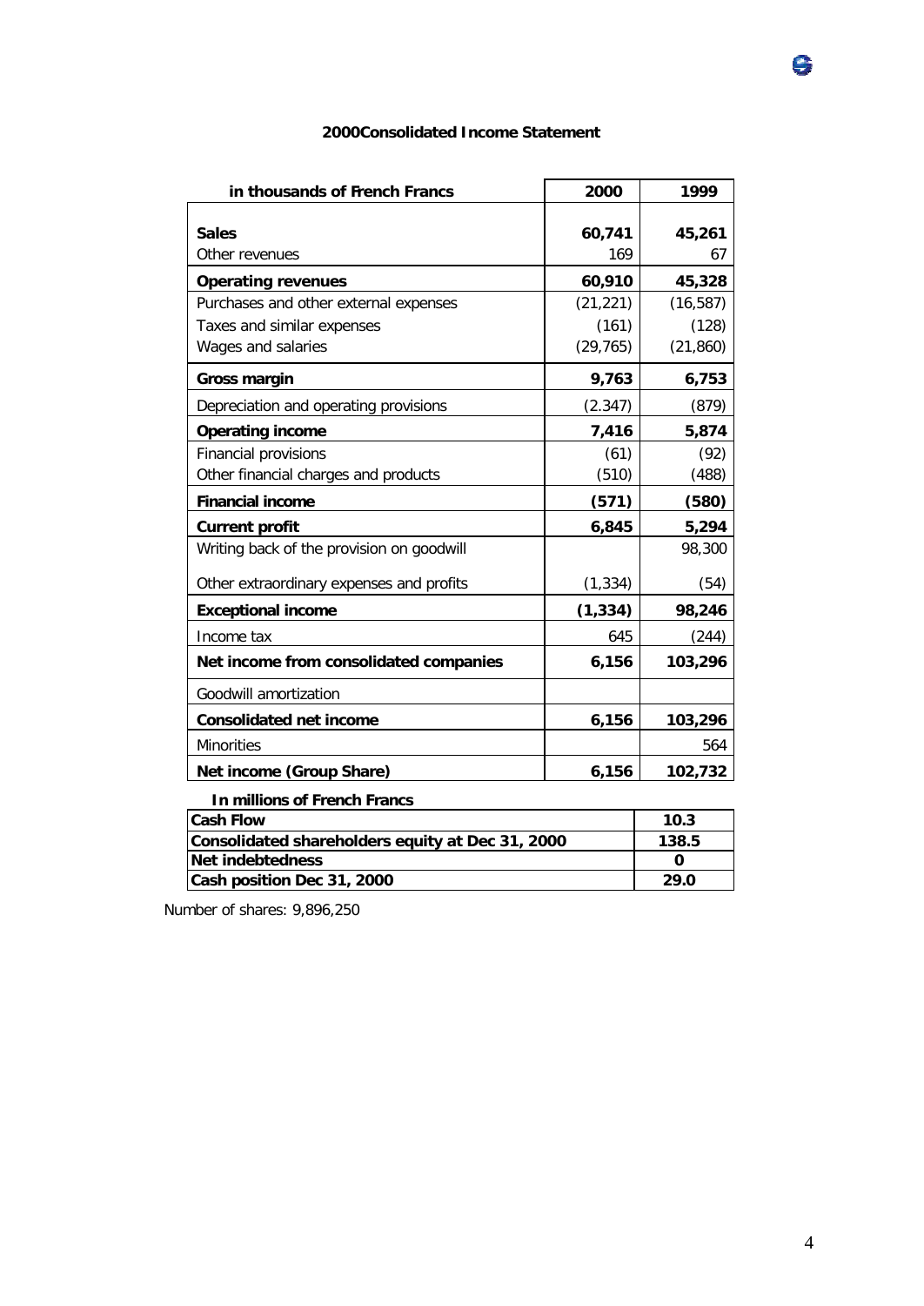## 2000Consolidated Income Statement

| in thousands of French Francs | 2000 | 1999 |
|---|---|---|
| **Sales** | **60,741** | **45,261** |
| Other revenues | 169 | 67 |
| **Operating revenues** | **60,910** | **45,328** |
| Purchases and other external expenses | (21,221) | (16,587) |
| Taxes and similar expenses | (161) | (128) |
| Wages and salaries | (29,765) | (21,860) |
| **Gross margin** | **9,763** | **6,753** |
| Depreciation and operating provisions | (2.347) | (879) |
| **Operating income** | **7,416** | **5,874** |
| Financial provisions | (61) | (92) |
| Other financial charges and products | (510) | (488) |
| **Financial income** | **(571)** | **(580)** |
| **Current profit** | **6,845** | **5,294** |
| Writing back of the provision on goodwill | | 98,300 |
| Other extraordinary expenses and profits | (1,334) | (54) |
| **Exceptional income** | **(1,334)** | **98,246** |
| Income tax | 645 | (244) |
| **Net income from consolidated companies** | **6,156** | **103,296** |
| Goodwill amortization | | |
| **Consolidated net income** | **6,156** | **103,296** |
| Minorities | | 564 |
| **Net income (Group Share)** | **6,156** | **102,732** |

| In millions of French Francs | |
|---|---|
| **Cash Flow** | **10.3** |
| **Consolidated shareholders equity at Dec 31, 2000** | **138.5** |
| **Net indebtedness** | **0** |
| **Cash position Dec 31, 2000** | **29.0** |

Number of shares: 9,896,250